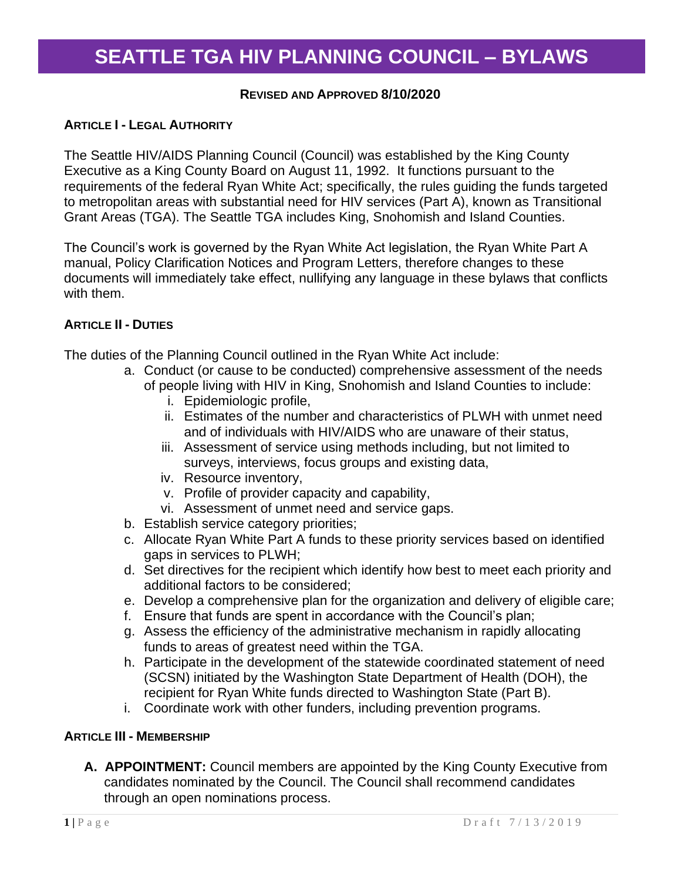# SEATTLE TGA HIV PLANNING COUNCIL – BYLAWS

**REVISED AND APPROVED 8/10/2020**

### ARTICLE I - LEGAL AUTHORITY

The Seattle HIV/AIDS Planning Council (Council) was established by the King County Executive as a King County Board on August 11, 1992. It functions pursuant to the requirements of the federal Ryan White Act; specifically, the rules guiding the funds targeted to metropolitan areas with substantial need for HIV services (Part A), known as Transitional Grant Areas (TGA). The Seattle TGA includes King, Snohomish and Island Counties.

The Council's work is governed by the Ryan White Act legislation, the Ryan White Part A manual, Policy Clarification Notices and Program Letters, therefore changes to these documents will immediately take effect, nullifying any language in these bylaws that conflicts with them.

### ARTICLE II - DUTIES

The duties of the Planning Council outlined in the Ryan White Act include:

a. Conduct (or cause to be conducted) comprehensive assessment of the needs of people living with HIV in King, Snohomish and Island Counties to include:
   i. Epidemiologic profile,
   ii. Estimates of the number and characteristics of PLWH with unmet need and of individuals with HIV/AIDS who are unaware of their status,
   iii. Assessment of service using methods including, but not limited to surveys, interviews, focus groups and existing data,
   iv. Resource inventory,
   v. Profile of provider capacity and capability,
   vi. Assessment of unmet need and service gaps.
b. Establish service category priorities;
c. Allocate Ryan White Part A funds to these priority services based on identified gaps in services to PLWH;
d. Set directives for the recipient which identify how best to meet each priority and additional factors to be considered;
e. Develop a comprehensive plan for the organization and delivery of eligible care;
f. Ensure that funds are spent in accordance with the Council's plan;
g. Assess the efficiency of the administrative mechanism in rapidly allocating funds to areas of greatest need within the TGA.
h. Participate in the development of the statewide coordinated statement of need (SCSN) initiated by the Washington State Department of Health (DOH), the recipient for Ryan White funds directed to Washington State (Part B).
i. Coordinate work with other funders, including prevention programs.

### ARTICLE III - MEMBERSHIP

**A. APPOINTMENT:** Council members are appointed by the King County Executive from candidates nominated by the Council. The Council shall recommend candidates through an open nominations process.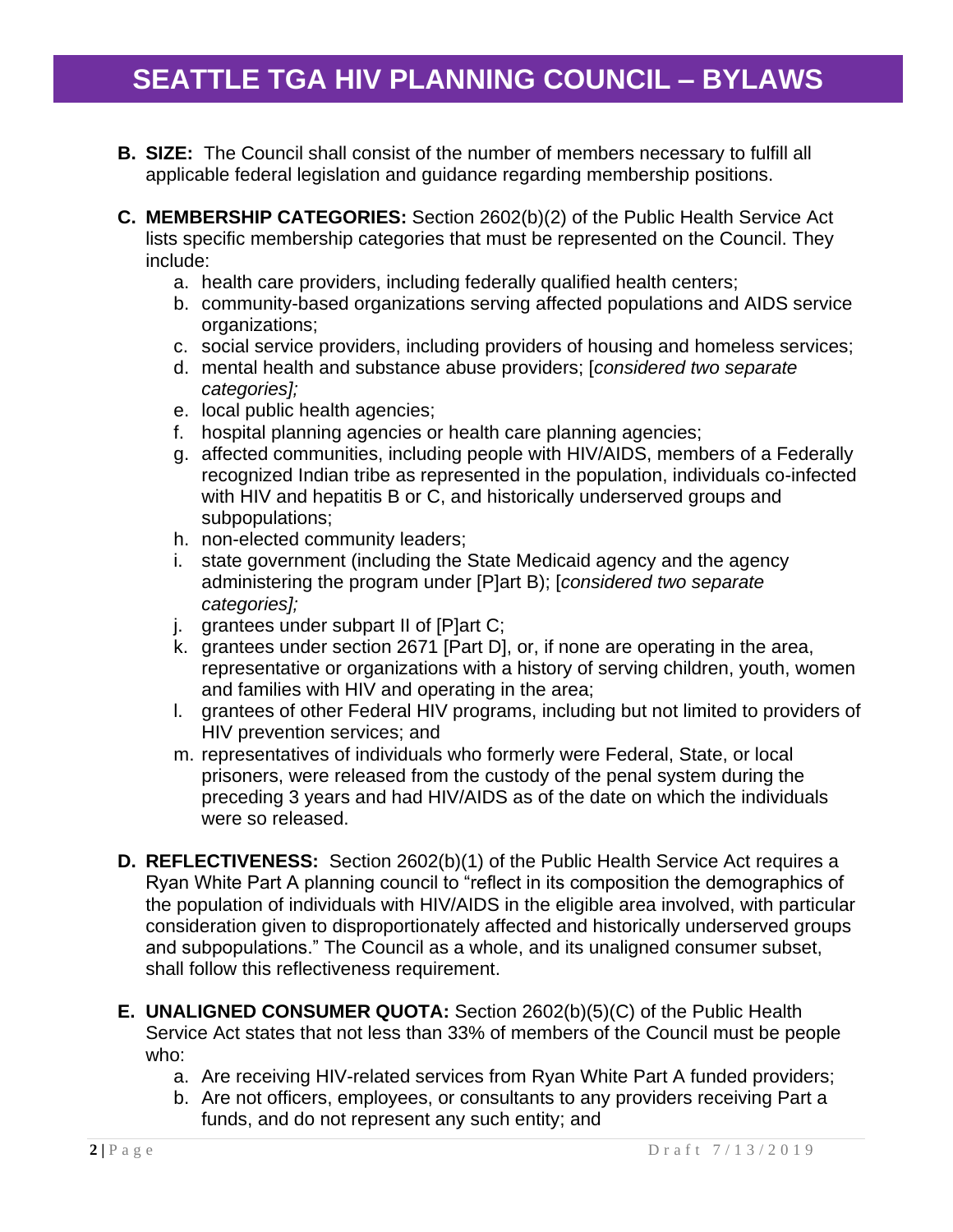- **B. SIZE:** The Council shall consist of the number of members necessary to fulfill all applicable federal legislation and guidance regarding membership positions.

- **C. MEMBERSHIP CATEGORIES:** Section 2602(b)(2) of the Public Health Service Act lists specific membership categories that must be represented on the Council. They include:
  - a. health care providers, including federally qualified health centers;
  - b. community-based organizations serving affected populations and AIDS service organizations;
  - c. social service providers, including providers of housing and homeless services;
  - d. mental health and substance abuse providers; [*considered two separate categories];*
  - e. local public health agencies;
  - f. hospital planning agencies or health care planning agencies;
  - g. affected communities, including people with HIV/AIDS, members of a Federally recognized Indian tribe as represented in the population, individuals co-infected with HIV and hepatitis B or C, and historically underserved groups and subpopulations;
  - h. non-elected community leaders;
  - i. state government (including the State Medicaid agency and the agency administering the program under [P]art B); [*considered two separate categories];*
  - j. grantees under subpart II of [P]art C;
  - k. grantees under section 2671 [Part D], or, if none are operating in the area, representative or organizations with a history of serving children, youth, women and families with HIV and operating in the area;
  - l. grantees of other Federal HIV programs, including but not limited to providers of HIV prevention services; and
  - m. representatives of individuals who formerly were Federal, State, or local prisoners, were released from the custody of the penal system during the preceding 3 years and had HIV/AIDS as of the date on which the individuals were so released.

- **D. REFLECTIVENESS:** Section 2602(b)(1) of the Public Health Service Act requires a Ryan White Part A planning council to "reflect in its composition the demographics of the population of individuals with HIV/AIDS in the eligible area involved, with particular consideration given to disproportionately affected and historically underserved groups and subpopulations." The Council as a whole, and its unaligned consumer subset, shall follow this reflectiveness requirement.

- **E. UNALIGNED CONSUMER QUOTA:** Section 2602(b)(5)(C) of the Public Health Service Act states that not less than 33% of members of the Council must be people who:
  - a. Are receiving HIV-related services from Ryan White Part A funded providers;
  - b. Are not officers, employees, or consultants to any providers receiving Part a funds, and do not represent any such entity; and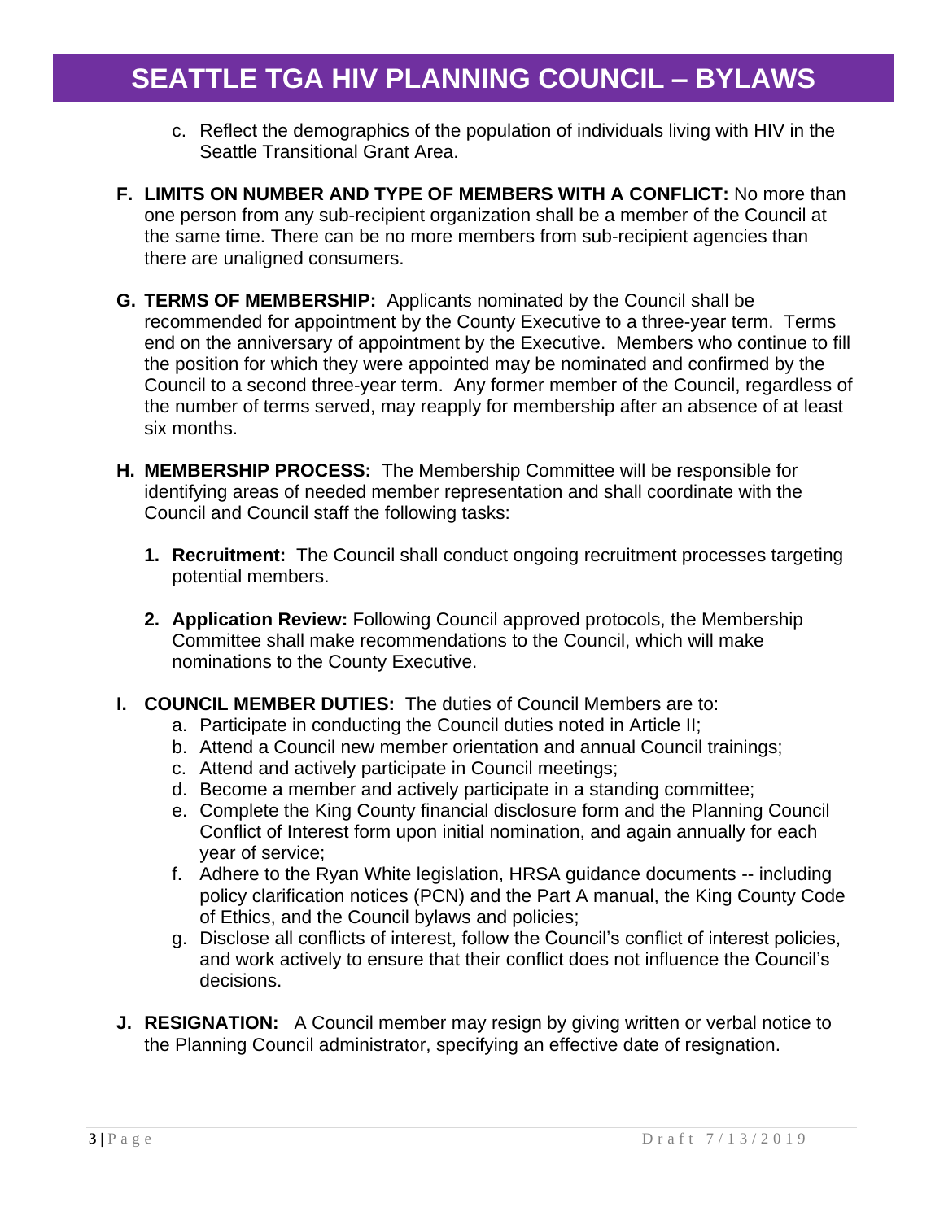c. Reflect the demographics of the population of individuals living with HIV in the Seattle Transitional Grant Area.

**F. LIMITS ON NUMBER AND TYPE OF MEMBERS WITH A CONFLICT:** No more than one person from any sub-recipient organization shall be a member of the Council at the same time. There can be no more members from sub-recipient agencies than there are unaligned consumers.

**G. TERMS OF MEMBERSHIP:** Applicants nominated by the Council shall be recommended for appointment by the County Executive to a three-year term. Terms end on the anniversary of appointment by the Executive. Members who continue to fill the position for which they were appointed may be nominated and confirmed by the Council to a second three-year term. Any former member of the Council, regardless of the number of terms served, may reapply for membership after an absence of at least six months.

**H. MEMBERSHIP PROCESS:** The Membership Committee will be responsible for identifying areas of needed member representation and shall coordinate with the Council and Council staff the following tasks:

1. **Recruitment:** The Council shall conduct ongoing recruitment processes targeting potential members.

2. **Application Review:** Following Council approved protocols, the Membership Committee shall make recommendations to the Council, which will make nominations to the County Executive.

**I. COUNCIL MEMBER DUTIES:** The duties of Council Members are to:

a. Participate in conducting the Council duties noted in Article II;
b. Attend a Council new member orientation and annual Council trainings;
c. Attend and actively participate in Council meetings;
d. Become a member and actively participate in a standing committee;
e. Complete the King County financial disclosure form and the Planning Council Conflict of Interest form upon initial nomination, and again annually for each year of service;
f. Adhere to the Ryan White legislation, HRSA guidance documents -- including policy clarification notices (PCN) and the Part A manual, the King County Code of Ethics, and the Council bylaws and policies;
g. Disclose all conflicts of interest, follow the Council's conflict of interest policies, and work actively to ensure that their conflict does not influence the Council's decisions.

**J. RESIGNATION:** A Council member may resign by giving written or verbal notice to the Planning Council administrator, specifying an effective date of resignation.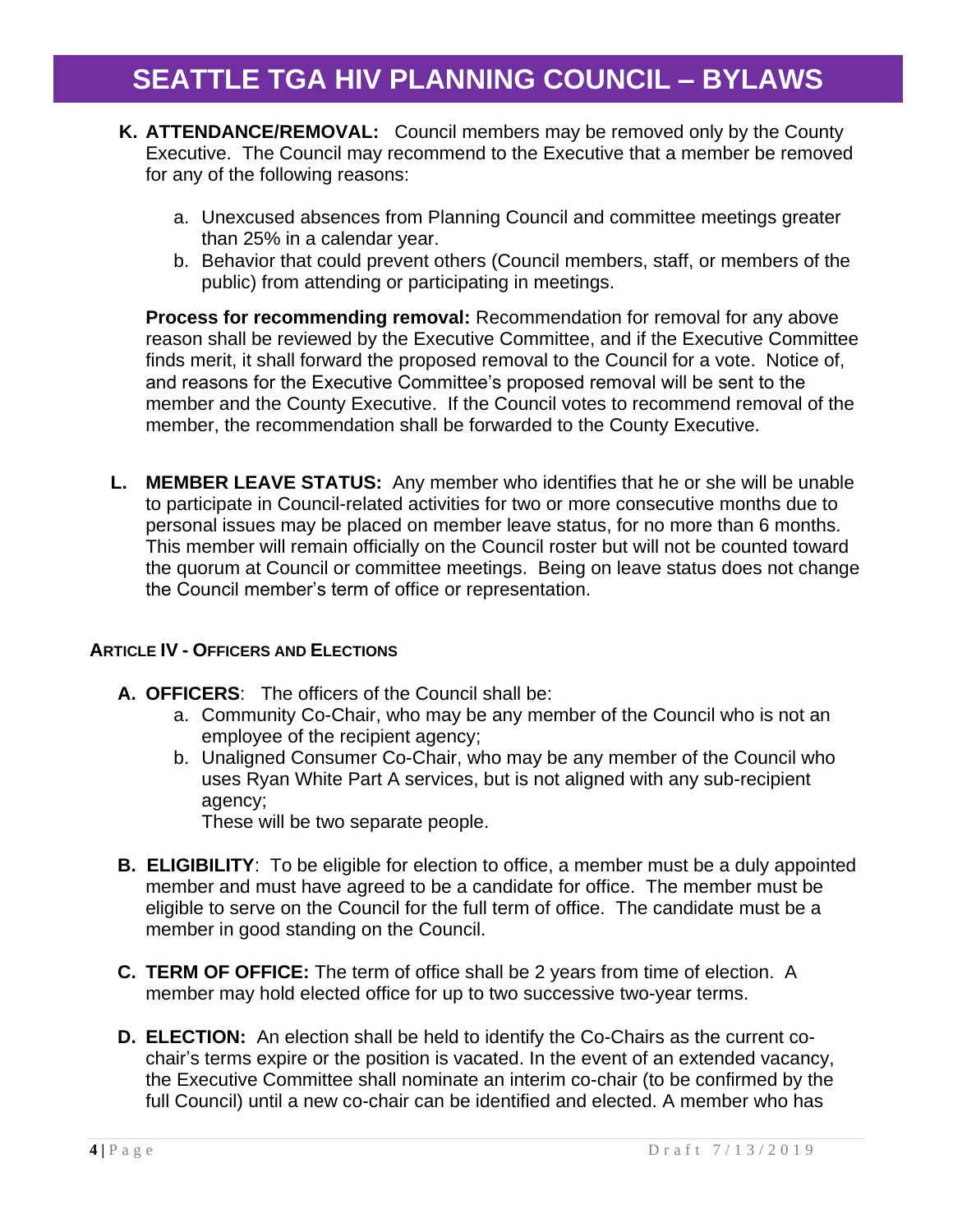**K. ATTENDANCE/REMOVAL:** Council members may be removed only by the County Executive. The Council may recommend to the Executive that a member be removed for any of the following reasons:

a. Unexcused absences from Planning Council and committee meetings greater than 25% in a calendar year.
b. Behavior that could prevent others (Council members, staff, or members of the public) from attending or participating in meetings.

**Process for recommending removal:** Recommendation for removal for any above reason shall be reviewed by the Executive Committee, and if the Executive Committee finds merit, it shall forward the proposed removal to the Council for a vote. Notice of, and reasons for the Executive Committee's proposed removal will be sent to the member and the County Executive. If the Council votes to recommend removal of the member, the recommendation shall be forwarded to the County Executive.

**L. MEMBER LEAVE STATUS:** Any member who identifies that he or she will be unable to participate in Council-related activities for two or more consecutive months due to personal issues may be placed on member leave status, for no more than 6 months. This member will remain officially on the Council roster but will not be counted toward the quorum at Council or committee meetings. Being on leave status does not change the Council member's term of office or representation.

## ARTICLE IV - OFFICERS AND ELECTIONS

**A. OFFICERS**: The officers of the Council shall be:

a. Community Co-Chair, who may be any member of the Council who is not an employee of the recipient agency;
b. Unaligned Consumer Co-Chair, who may be any member of the Council who uses Ryan White Part A services, but is not aligned with any sub-recipient agency;

These will be two separate people.

**B. ELIGIBILITY**: To be eligible for election to office, a member must be a duly appointed member and must have agreed to be a candidate for office. The member must be eligible to serve on the Council for the full term of office. The candidate must be a member in good standing on the Council.

**C. TERM OF OFFICE:** The term of office shall be 2 years from time of election. A member may hold elected office for up to two successive two-year terms.

**D. ELECTION:** An election shall be held to identify the Co-Chairs as the current co-chair's terms expire or the position is vacated. In the event of an extended vacancy, the Executive Committee shall nominate an interim co-chair (to be confirmed by the full Council) until a new co-chair can be identified and elected. A member who has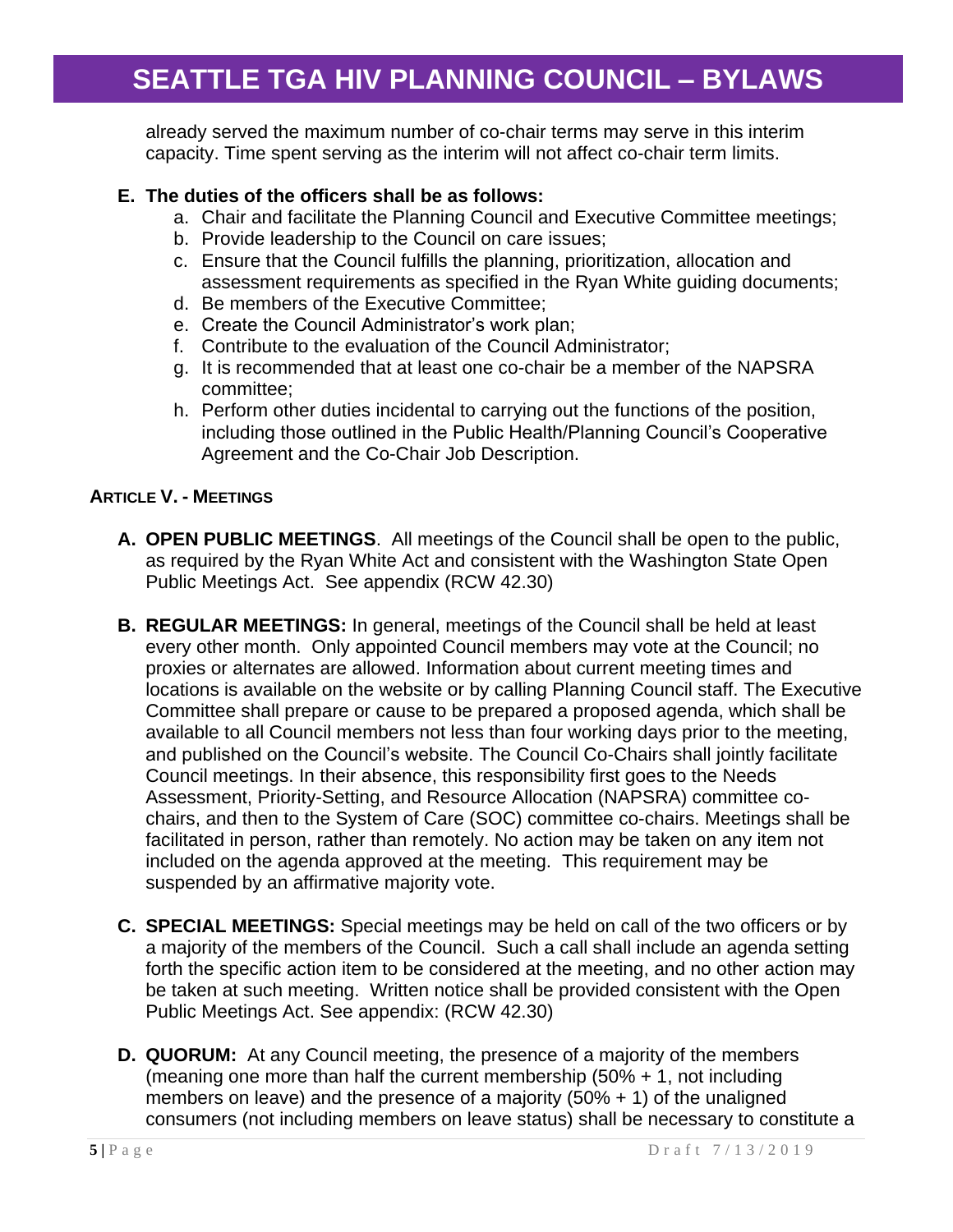already served the maximum number of co-chair terms may serve in this interim capacity. Time spent serving as the interim will not affect co-chair term limits.

**E. The duties of the officers shall be as follows:**

a. Chair and facilitate the Planning Council and Executive Committee meetings;
b. Provide leadership to the Council on care issues;
c. Ensure that the Council fulfills the planning, prioritization, allocation and assessment requirements as specified in the Ryan White guiding documents;
d. Be members of the Executive Committee;
e. Create the Council Administrator's work plan;
f. Contribute to the evaluation of the Council Administrator;
g. It is recommended that at least one co-chair be a member of the NAPSRA committee;
h. Perform other duties incidental to carrying out the functions of the position, including those outlined in the Public Health/Planning Council's Cooperative Agreement and the Co-Chair Job Description.

## ARTICLE V. - MEETINGS

**A. OPEN PUBLIC MEETINGS**. All meetings of the Council shall be open to the public, as required by the Ryan White Act and consistent with the Washington State Open Public Meetings Act. See appendix (RCW 42.30)

**B. REGULAR MEETINGS:** In general, meetings of the Council shall be held at least every other month. Only appointed Council members may vote at the Council; no proxies or alternates are allowed. Information about current meeting times and locations is available on the website or by calling Planning Council staff. The Executive Committee shall prepare or cause to be prepared a proposed agenda, which shall be available to all Council members not less than four working days prior to the meeting, and published on the Council's website. The Council Co-Chairs shall jointly facilitate Council meetings. In their absence, this responsibility first goes to the Needs Assessment, Priority-Setting, and Resource Allocation (NAPSRA) committee co-chairs, and then to the System of Care (SOC) committee co-chairs. Meetings shall be facilitated in person, rather than remotely. No action may be taken on any item not included on the agenda approved at the meeting. This requirement may be suspended by an affirmative majority vote.

**C. SPECIAL MEETINGS:** Special meetings may be held on call of the two officers or by a majority of the members of the Council. Such a call shall include an agenda setting forth the specific action item to be considered at the meeting, and no other action may be taken at such meeting. Written notice shall be provided consistent with the Open Public Meetings Act. See appendix: (RCW 42.30)

**D. QUORUM:** At any Council meeting, the presence of a majority of the members (meaning one more than half the current membership (50% + 1, not including members on leave) and the presence of a majority (50% + 1) of the unaligned consumers (not including members on leave status) shall be necessary to constitute a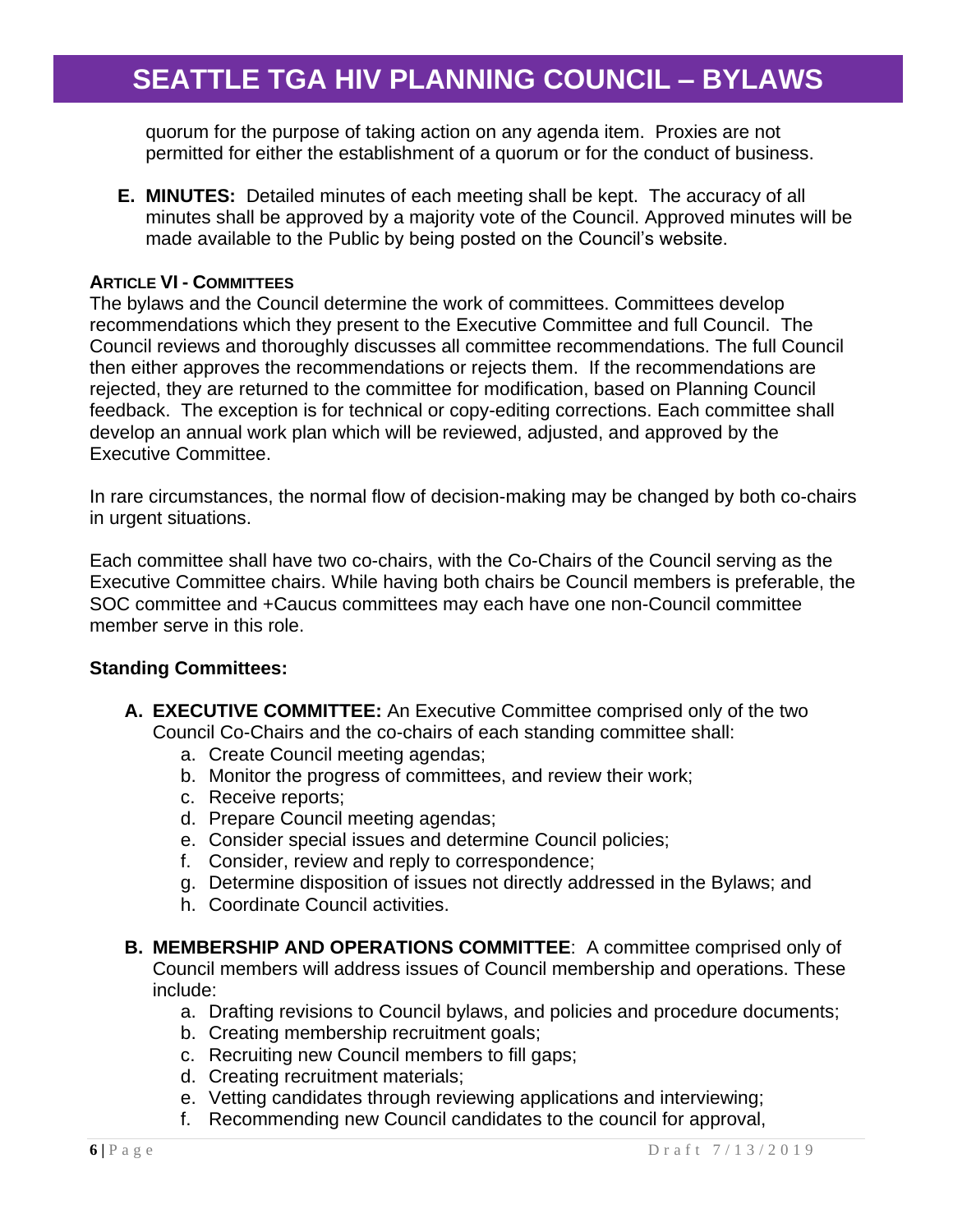quorum for the purpose of taking action on any agenda item. Proxies are not permitted for either the establishment of a quorum or for the conduct of business.

**E. MINUTES:** Detailed minutes of each meeting shall be kept. The accuracy of all minutes shall be approved by a majority vote of the Council. Approved minutes will be made available to the Public by being posted on the Council's website.

## ARTICLE VI - COMMITTEES

The bylaws and the Council determine the work of committees. Committees develop recommendations which they present to the Executive Committee and full Council. The Council reviews and thoroughly discusses all committee recommendations. The full Council then either approves the recommendations or rejects them. If the recommendations are rejected, they are returned to the committee for modification, based on Planning Council feedback. The exception is for technical or copy-editing corrections. Each committee shall develop an annual work plan which will be reviewed, adjusted, and approved by the Executive Committee.

In rare circumstances, the normal flow of decision-making may be changed by both co-chairs in urgent situations.

Each committee shall have two co-chairs, with the Co-Chairs of the Council serving as the Executive Committee chairs. While having both chairs be Council members is preferable, the SOC committee and +Caucus committees may each have one non-Council committee member serve in this role.

**Standing Committees:**

**A. EXECUTIVE COMMITTEE:** An Executive Committee comprised only of the two Council Co-Chairs and the co-chairs of each standing committee shall:

a. Create Council meeting agendas;
b. Monitor the progress of committees, and review their work;
c. Receive reports;
d. Prepare Council meeting agendas;
e. Consider special issues and determine Council policies;
f. Consider, review and reply to correspondence;
g. Determine disposition of issues not directly addressed in the Bylaws; and
h. Coordinate Council activities.

**B. MEMBERSHIP AND OPERATIONS COMMITTEE**: A committee comprised only of Council members will address issues of Council membership and operations. These include:

a. Drafting revisions to Council bylaws, and policies and procedure documents;
b. Creating membership recruitment goals;
c. Recruiting new Council members to fill gaps;
d. Creating recruitment materials;
e. Vetting candidates through reviewing applications and interviewing;
f. Recommending new Council candidates to the council for approval,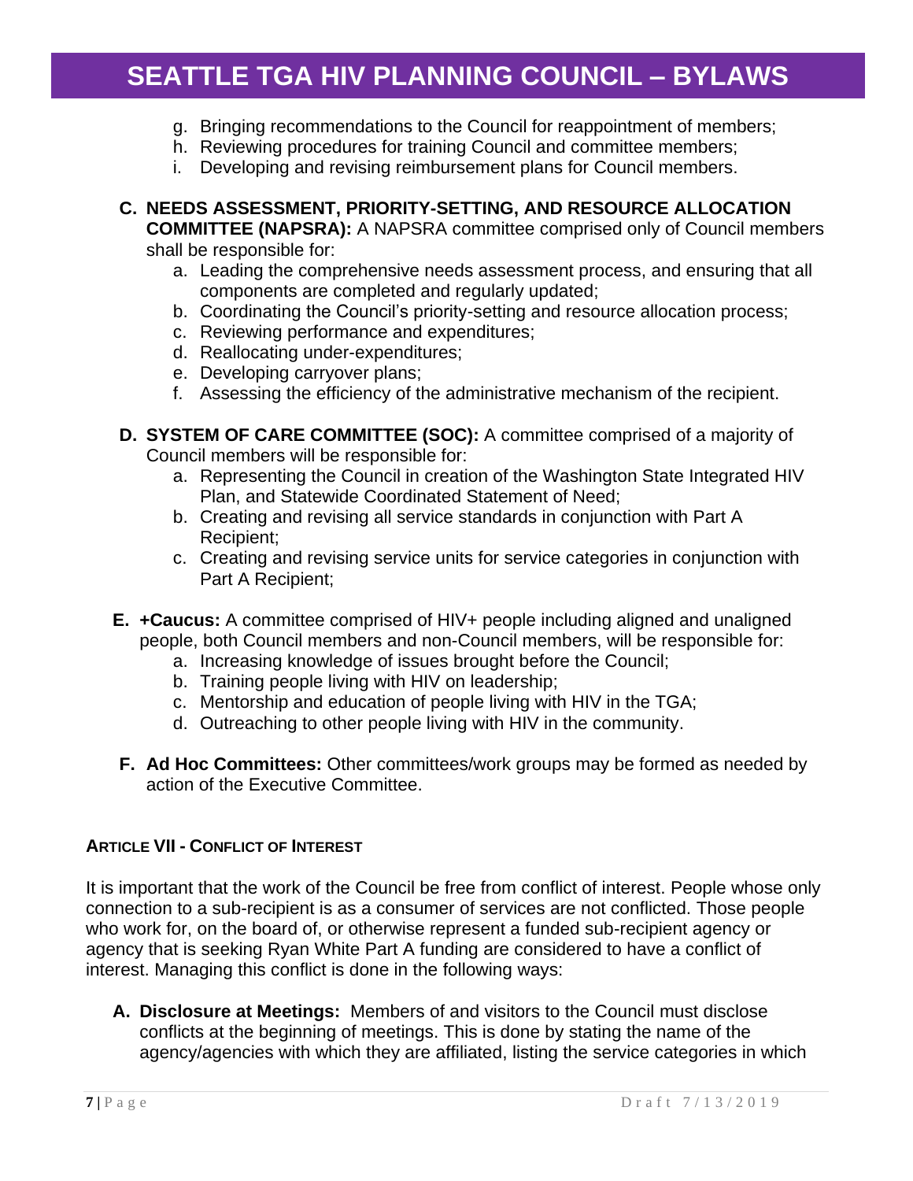g. Bringing recommendations to the Council for reappointment of members;
h. Reviewing procedures for training Council and committee members;
i. Developing and revising reimbursement plans for Council members.

**C. NEEDS ASSESSMENT, PRIORITY-SETTING, AND RESOURCE ALLOCATION COMMITTEE (NAPSRA):** A NAPSRA committee comprised only of Council members shall be responsible for:

a. Leading the comprehensive needs assessment process, and ensuring that all components are completed and regularly updated;
b. Coordinating the Council's priority-setting and resource allocation process;
c. Reviewing performance and expenditures;
d. Reallocating under-expenditures;
e. Developing carryover plans;
f. Assessing the efficiency of the administrative mechanism of the recipient.

**D. SYSTEM OF CARE COMMITTEE (SOC):** A committee comprised of a majority of Council members will be responsible for:

a. Representing the Council in creation of the Washington State Integrated HIV Plan, and Statewide Coordinated Statement of Need;
b. Creating and revising all service standards in conjunction with Part A Recipient;
c. Creating and revising service units for service categories in conjunction with Part A Recipient;

**E. +Caucus:** A committee comprised of HIV+ people including aligned and unaligned people, both Council members and non-Council members, will be responsible for:

a. Increasing knowledge of issues brought before the Council;
b. Training people living with HIV on leadership;
c. Mentorship and education of people living with HIV in the TGA;
d. Outreaching to other people living with HIV in the community.

**F. Ad Hoc Committees:** Other committees/work groups may be formed as needed by action of the Executive Committee.

#### ARTICLE VII - CONFLICT OF INTEREST

It is important that the work of the Council be free from conflict of interest. People whose only connection to a sub-recipient is as a consumer of services are not conflicted. Those people who work for, on the board of, or otherwise represent a funded sub-recipient agency or agency that is seeking Ryan White Part A funding are considered to have a conflict of interest. Managing this conflict is done in the following ways:

**A. Disclosure at Meetings:** Members of and visitors to the Council must disclose conflicts at the beginning of meetings. This is done by stating the name of the agency/agencies with which they are affiliated, listing the service categories in which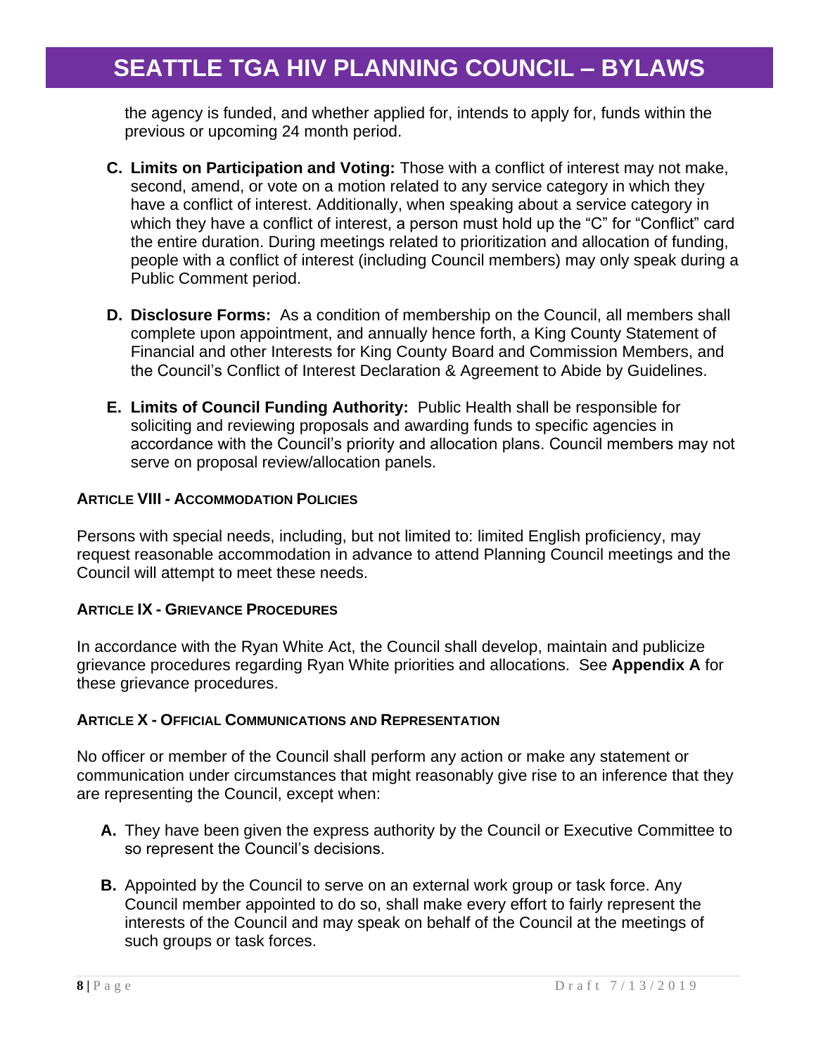the agency is funded, and whether applied for, intends to apply for, funds within the previous or upcoming 24 month period.

**C. Limits on Participation and Voting:** Those with a conflict of interest may not make, second, amend, or vote on a motion related to any service category in which they have a conflict of interest. Additionally, when speaking about a service category in which they have a conflict of interest, a person must hold up the "C" for "Conflict" card the entire duration. During meetings related to prioritization and allocation of funding, people with a conflict of interest (including Council members) may only speak during a Public Comment period.

**D. Disclosure Forms:** As a condition of membership on the Council, all members shall complete upon appointment, and annually hence forth, a King County Statement of Financial and other Interests for King County Board and Commission Members, and the Council's Conflict of Interest Declaration & Agreement to Abide by Guidelines.

**E. Limits of Council Funding Authority:** Public Health shall be responsible for soliciting and reviewing proposals and awarding funds to specific agencies in accordance with the Council's priority and allocation plans. Council members may not serve on proposal review/allocation panels.

### ARTICLE VIII - ACCOMMODATION POLICIES

Persons with special needs, including, but not limited to: limited English proficiency, may request reasonable accommodation in advance to attend Planning Council meetings and the Council will attempt to meet these needs.

### ARTICLE IX - GRIEVANCE PROCEDURES

In accordance with the Ryan White Act, the Council shall develop, maintain and publicize grievance procedures regarding Ryan White priorities and allocations. See **Appendix A** for these grievance procedures.

### ARTICLE X - OFFICIAL COMMUNICATIONS AND REPRESENTATION

No officer or member of the Council shall perform any action or make any statement or communication under circumstances that might reasonably give rise to an inference that they are representing the Council, except when:

**A.** They have been given the express authority by the Council or Executive Committee to so represent the Council's decisions.

**B.** Appointed by the Council to serve on an external work group or task force. Any Council member appointed to do so, shall make every effort to fairly represent the interests of the Council and may speak on behalf of the Council at the meetings of such groups or task forces.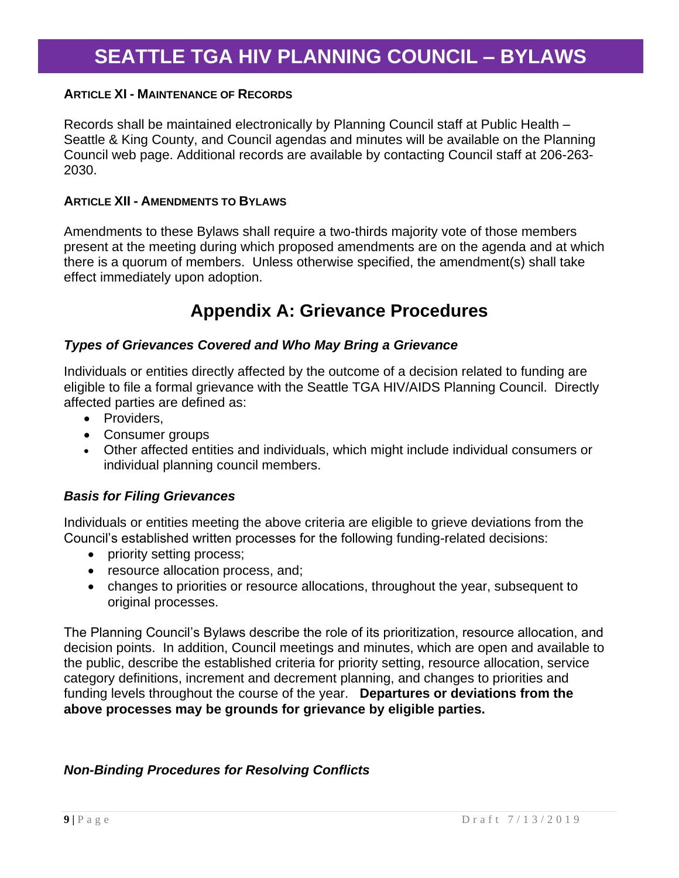**Article XI - Maintenance of Records**

Records shall be maintained electronically by Planning Council staff at Public Health – Seattle & King County, and Council agendas and minutes will be available on the Planning Council web page. Additional records are available by contacting Council staff at 206-263-2030.

**Article XII - Amendments to Bylaws**

Amendments to these Bylaws shall require a two-thirds majority vote of those members present at the meeting during which proposed amendments are on the agenda and at which there is a quorum of members. Unless otherwise specified, the amendment(s) shall take effect immediately upon adoption.

## Appendix A: Grievance Procedures

***Types of Grievances Covered and Who May Bring a Grievance***

Individuals or entities directly affected by the outcome of a decision related to funding are eligible to file a formal grievance with the Seattle TGA HIV/AIDS Planning Council. Directly affected parties are defined as:

- Providers,
- Consumer groups
- Other affected entities and individuals, which might include individual consumers or individual planning council members.

***Basis for Filing Grievances***

Individuals or entities meeting the above criteria are eligible to grieve deviations from the Council's established written processes for the following funding-related decisions:

- priority setting process;
- resource allocation process, and;
- changes to priorities or resource allocations, throughout the year, subsequent to original processes.

The Planning Council's Bylaws describe the role of its prioritization, resource allocation, and decision points. In addition, Council meetings and minutes, which are open and available to the public, describe the established criteria for priority setting, resource allocation, service category definitions, increment and decrement planning, and changes to priorities and funding levels throughout the course of the year. **Departures or deviations from the above processes may be grounds for grievance by eligible parties.**

***Non-Binding Procedures for Resolving Conflicts***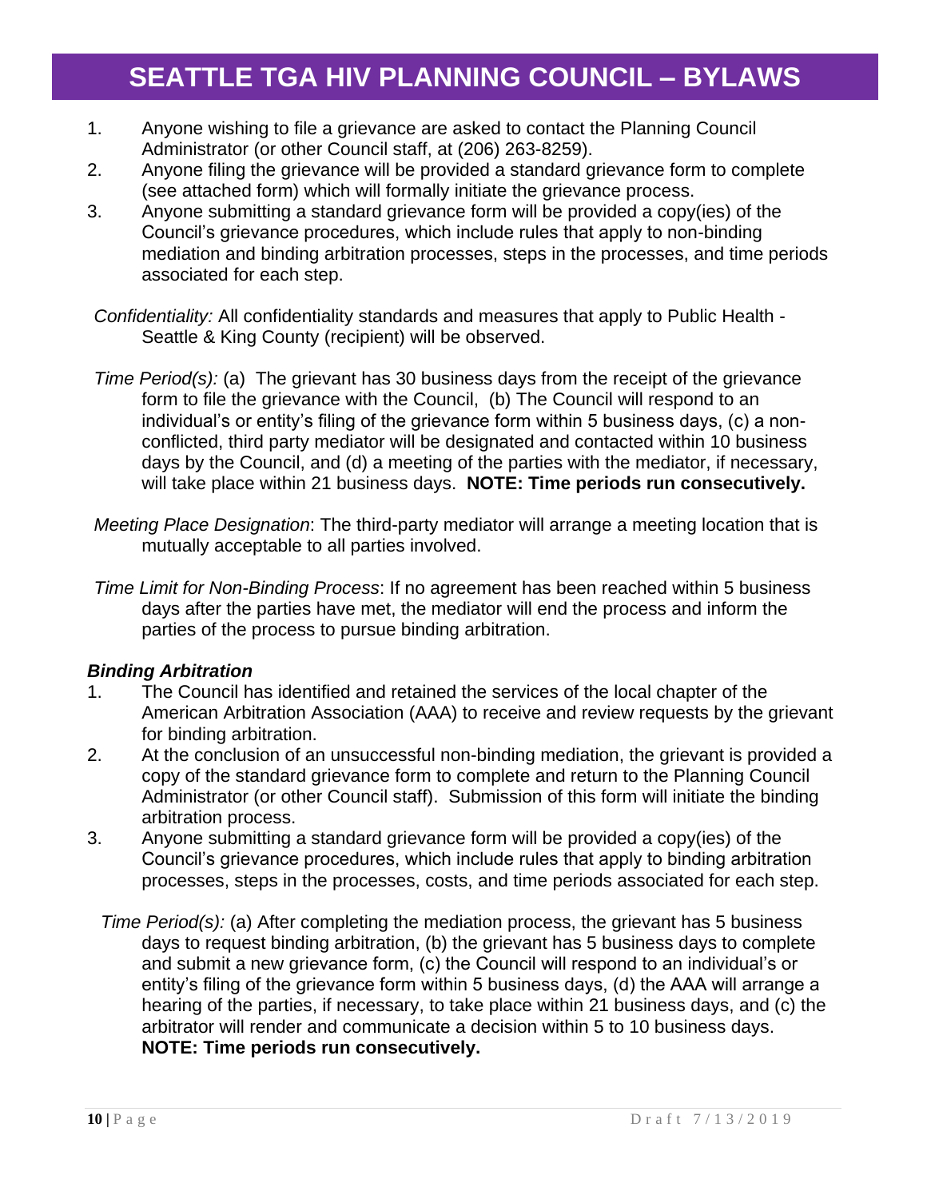1. Anyone wishing to file a grievance are asked to contact the Planning Council Administrator (or other Council staff, at (206) 263-8259).
2. Anyone filing the grievance will be provided a standard grievance form to complete (see attached form) which will formally initiate the grievance process.
3. Anyone submitting a standard grievance form will be provided a copy(ies) of the Council's grievance procedures, which include rules that apply to non-binding mediation and binding arbitration processes, steps in the processes, and time periods associated for each step.

*Confidentiality:* All confidentiality standards and measures that apply to Public Health - Seattle & King County (recipient) will be observed.

*Time Period(s):* (a) The grievant has 30 business days from the receipt of the grievance form to file the grievance with the Council, (b) The Council will respond to an individual's or entity's filing of the grievance form within 5 business days, (c) a non-conflicted, third party mediator will be designated and contacted within 10 business days by the Council, and (d) a meeting of the parties with the mediator, if necessary, will take place within 21 business days. **NOTE: Time periods run consecutively.**

*Meeting Place Designation*: The third-party mediator will arrange a meeting location that is mutually acceptable to all parties involved.

*Time Limit for Non-Binding Process*: If no agreement has been reached within 5 business days after the parties have met, the mediator will end the process and inform the parties of the process to pursue binding arbitration.

***Binding Arbitration***

1. The Council has identified and retained the services of the local chapter of the American Arbitration Association (AAA) to receive and review requests by the grievant for binding arbitration.
2. At the conclusion of an unsuccessful non-binding mediation, the grievant is provided a copy of the standard grievance form to complete and return to the Planning Council Administrator (or other Council staff). Submission of this form will initiate the binding arbitration process.
3. Anyone submitting a standard grievance form will be provided a copy(ies) of the Council's grievance procedures, which include rules that apply to binding arbitration processes, steps in the processes, costs, and time periods associated for each step.

*Time Period(s):* (a) After completing the mediation process, the grievant has 5 business days to request binding arbitration, (b) the grievant has 5 business days to complete and submit a new grievance form, (c) the Council will respond to an individual's or entity's filing of the grievance form within 5 business days, (d) the AAA will arrange a hearing of the parties, if necessary, to take place within 21 business days, and (c) the arbitrator will render and communicate a decision within 5 to 10 business days. **NOTE: Time periods run consecutively.**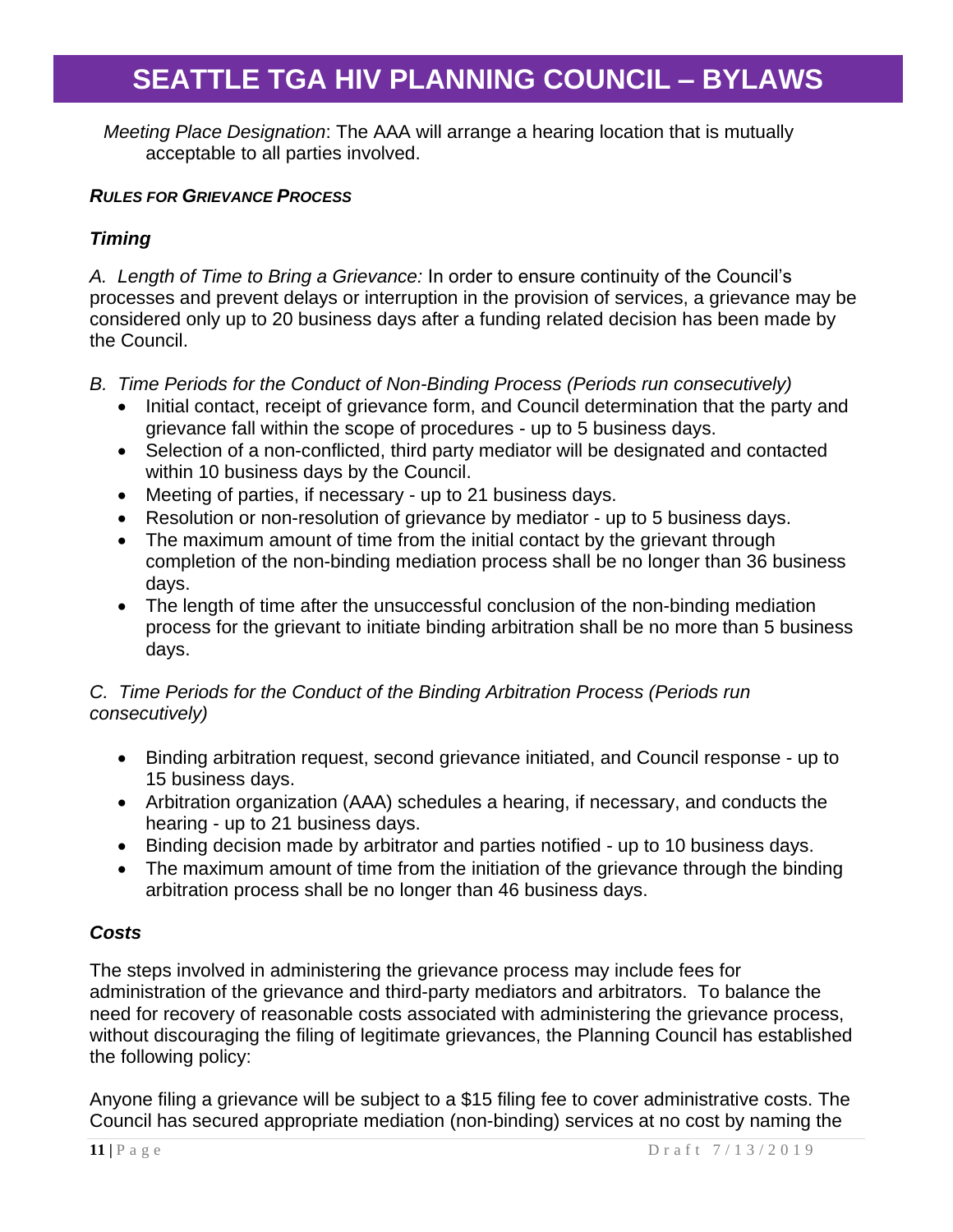*Meeting Place Designation*: The AAA will arrange a hearing location that is mutually acceptable to all parties involved.

***RULES FOR GRIEVANCE PROCESS***

### *Timing*

*A. Length of Time to Bring a Grievance:* In order to ensure continuity of the Council's processes and prevent delays or interruption in the provision of services, a grievance may be considered only up to 20 business days after a funding related decision has been made by the Council.

*B. Time Periods for the Conduct of Non-Binding Process (Periods run consecutively)*

- Initial contact, receipt of grievance form, and Council determination that the party and grievance fall within the scope of procedures - up to 5 business days.
- Selection of a non-conflicted, third party mediator will be designated and contacted within 10 business days by the Council.
- Meeting of parties, if necessary - up to 21 business days.
- Resolution or non-resolution of grievance by mediator - up to 5 business days.
- The maximum amount of time from the initial contact by the grievant through completion of the non-binding mediation process shall be no longer than 36 business days.
- The length of time after the unsuccessful conclusion of the non-binding mediation process for the grievant to initiate binding arbitration shall be no more than 5 business days.

*C. Time Periods for the Conduct of the Binding Arbitration Process (Periods run consecutively)*

- Binding arbitration request, second grievance initiated, and Council response - up to 15 business days.
- Arbitration organization (AAA) schedules a hearing, if necessary, and conducts the hearing - up to 21 business days.
- Binding decision made by arbitrator and parties notified - up to 10 business days.
- The maximum amount of time from the initiation of the grievance through the binding arbitration process shall be no longer than 46 business days.

### *Costs*

The steps involved in administering the grievance process may include fees for administration of the grievance and third-party mediators and arbitrators. To balance the need for recovery of reasonable costs associated with administering the grievance process, without discouraging the filing of legitimate grievances, the Planning Council has established the following policy:

Anyone filing a grievance will be subject to a $15 filing fee to cover administrative costs. The Council has secured appropriate mediation (non-binding) services at no cost by naming the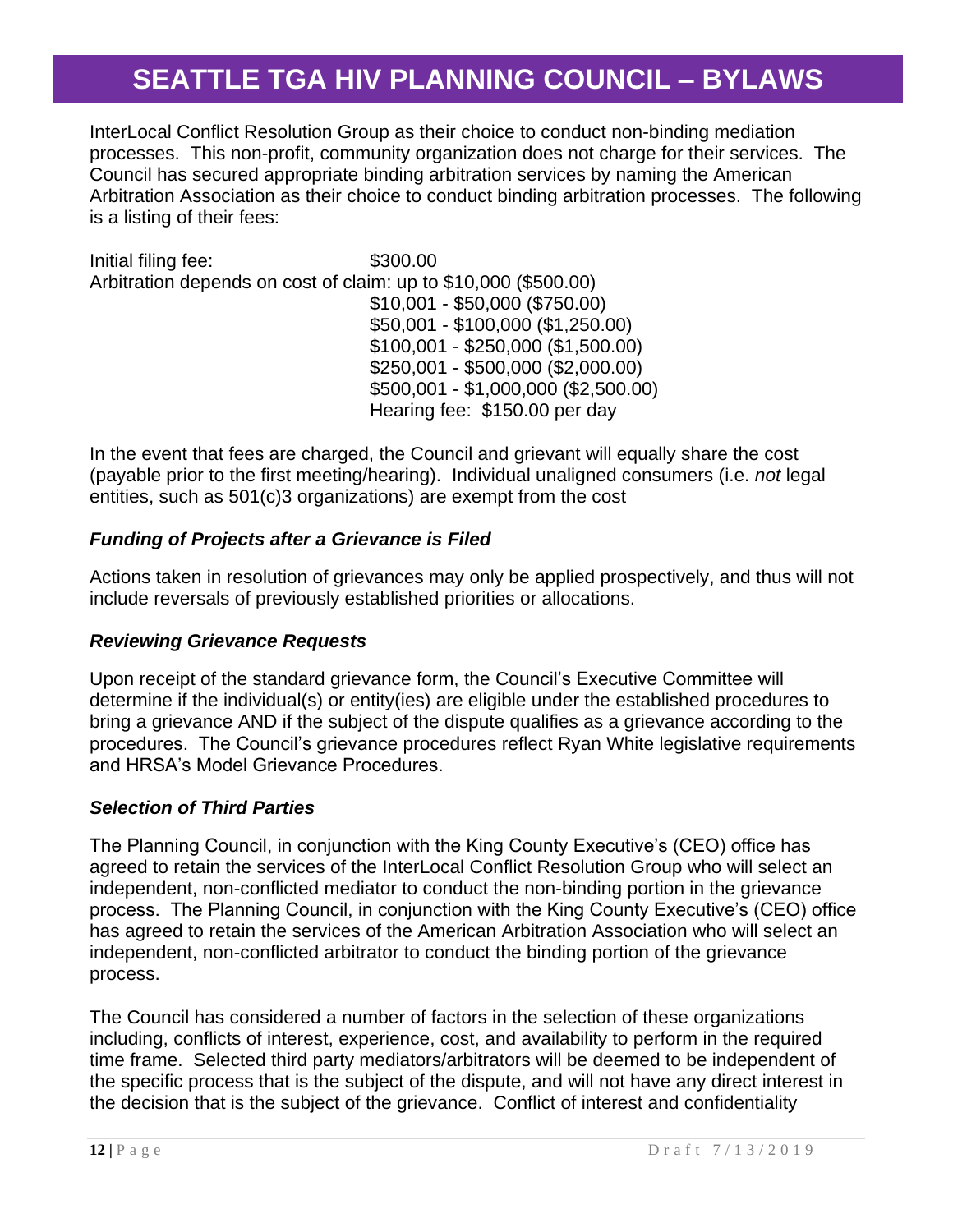InterLocal Conflict Resolution Group as their choice to conduct non-binding mediation processes. This non-profit, community organization does not charge for their services. The Council has secured appropriate binding arbitration services by naming the American Arbitration Association as their choice to conduct binding arbitration processes. The following is a listing of their fees:

Initial filing fee: $300.00
Arbitration depends on cost of claim: up to $10,000 ($500.00)
$10,001 - $50,000 ($750.00)
$50,001 - $100,000 ($1,250.00)
$100,001 - $250,000 ($1,500.00)
$250,001 - $500,000 ($2,000.00)
$500,001 - $1,000,000 ($2,500.00)
Hearing fee: $150.00 per day

In the event that fees are charged, the Council and grievant will equally share the cost (payable prior to the first meeting/hearing). Individual unaligned consumers (i.e. *not* legal entities, such as 501(c)3 organizations) are exempt from the cost

### *Funding of Projects after a Grievance is Filed*

Actions taken in resolution of grievances may only be applied prospectively, and thus will not include reversals of previously established priorities or allocations.

### *Reviewing Grievance Requests*

Upon receipt of the standard grievance form, the Council's Executive Committee will determine if the individual(s) or entity(ies) are eligible under the established procedures to bring a grievance AND if the subject of the dispute qualifies as a grievance according to the procedures. The Council's grievance procedures reflect Ryan White legislative requirements and HRSA's Model Grievance Procedures.

### *Selection of Third Parties*

The Planning Council, in conjunction with the King County Executive's (CEO) office has agreed to retain the services of the InterLocal Conflict Resolution Group who will select an independent, non-conflicted mediator to conduct the non-binding portion in the grievance process. The Planning Council, in conjunction with the King County Executive's (CEO) office has agreed to retain the services of the American Arbitration Association who will select an independent, non-conflicted arbitrator to conduct the binding portion of the grievance process.

The Council has considered a number of factors in the selection of these organizations including, conflicts of interest, experience, cost, and availability to perform in the required time frame. Selected third party mediators/arbitrators will be deemed to be independent of the specific process that is the subject of the dispute, and will not have any direct interest in the decision that is the subject of the grievance. Conflict of interest and confidentiality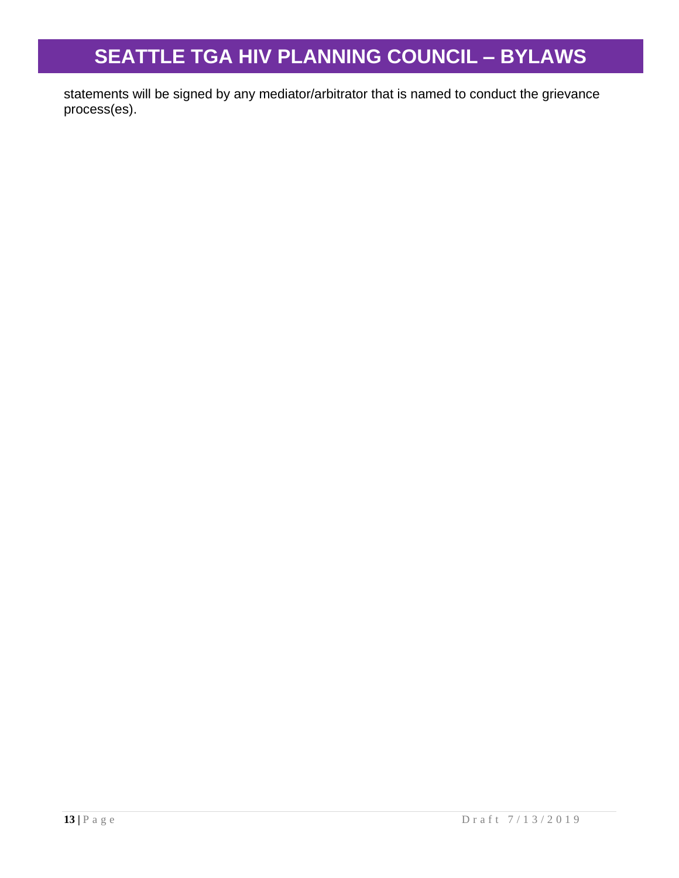statements will be signed by any mediator/arbitrator that is named to conduct the grievance process(es).